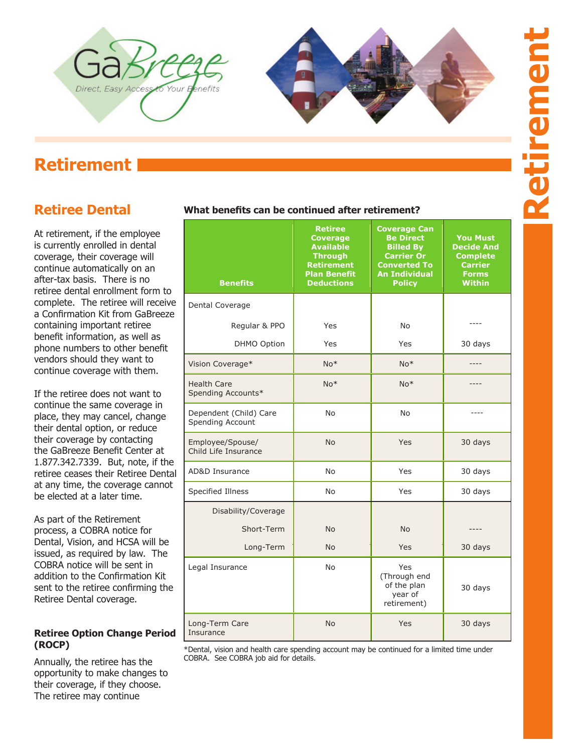# Retirement

## Retiree Dental

At retirement, if the employee is currently enrolled in dental coverage, their coverage will continue automatically on an after-tax basis. There is no retiree dental enrollment form to complete. The retiree will receive a Confirmation Kit from GaBreeze containing important retiree benefit information, as well as phone numbers to other benefit vendors should they want to continue coverage with them.

If the retiree does not want to continue the same coverage in place, they may cancel, change their dental option, or reduce their coverage by contacting the GaBreeze Benefit Center at 1.877.342.7339. But, note, if the retiree ceases their Retiree Dental at any time, the coverage cannot be elected at a later time.

As part of the Retirement process, a COBRA notice for Dental, Vision, and HCSA will be issued, as required by law. The COBRA notice will be sent in addition to the Confirmation Kit sent to the retiree confirming the Retiree Dental coverage.

### Retiree Option Change Period (ROCP)

Annually, the retiree has the opportunity to make changes to their coverage, if they choose. The retiree may continue

**What benefits can be continued after retirement?**

| Benefits | Retiree Coverage Available Through Retirement Plan Benefit Deductions | Coverage Can Be Direct Billed By Carrier Or Converted To An Individual Policy | You Must Decide And Complete Carrier Forms Within |
|---|---|---|---|
| Dental Coverage | | | |
| Regular & PPO | Yes | No | ---- |
| DHMO Option | Yes | Yes | 30 days |
| Vision Coverage* | No* | No* | ---- |
| Health Care Spending Accounts* | No* | No* | ---- |
| Dependent (Child) Care Spending Account | No | No | ---- |
| Employee/Spouse/ Child Life Insurance | No | Yes | 30 days |
| AD&D Insurance | No | Yes | 30 days |
| Specified Illness | No | Yes | 30 days |
| Disability/Coverage | | | |
| Short-Term | No | No | ---- |
| Long-Term | No | Yes | 30 days |
| Legal Insurance | No | Yes (Through end of the plan year of retirement) | 30 days |
| Long-Term Care Insurance | No | Yes | 30 days |

*Dental, vision and health care spending account may be continued for a limited time under COBRA. See COBRA job aid for details.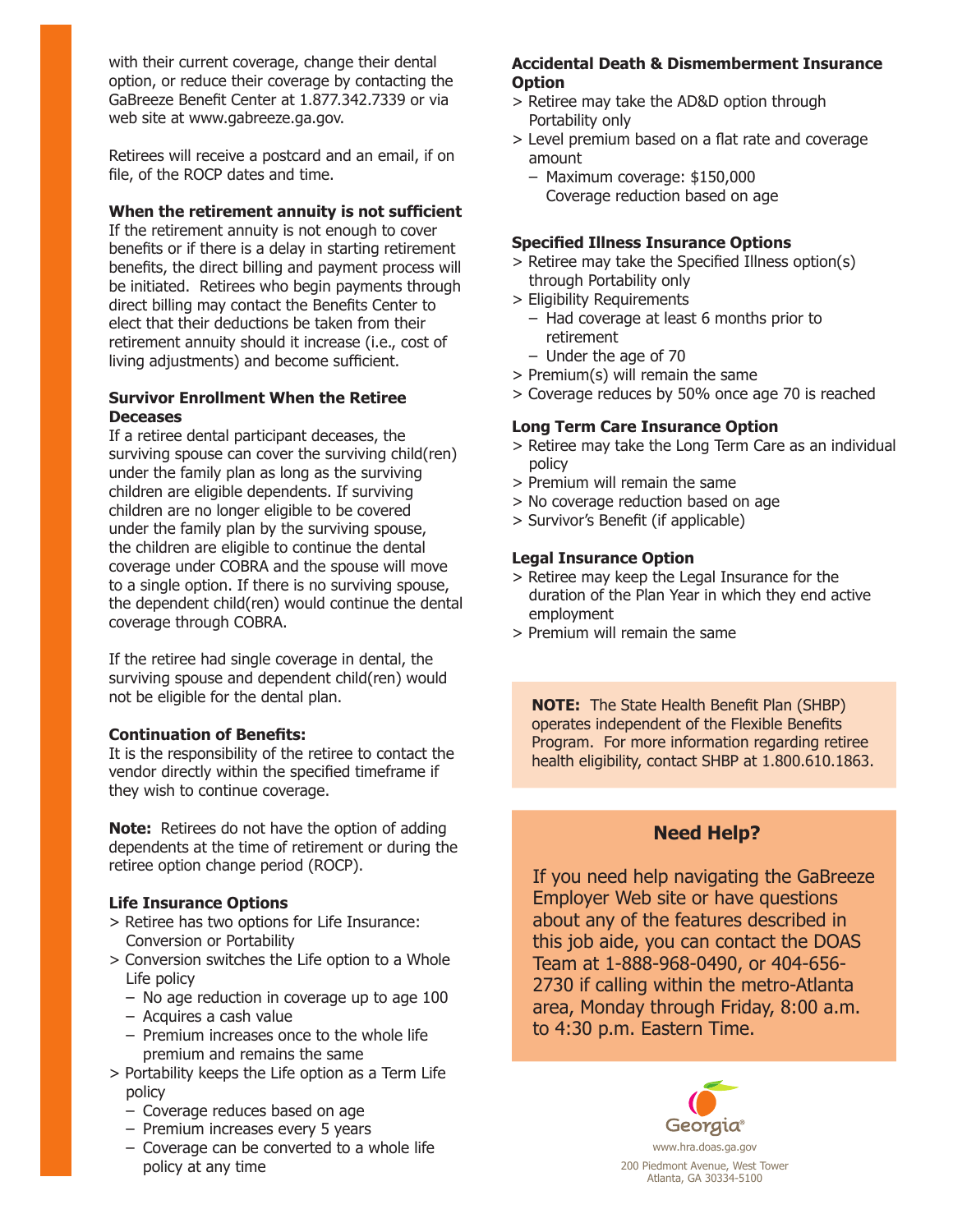with their current coverage, change their dental option, or reduce their coverage by contacting the GaBreeze Benefit Center at 1.877.342.7339 or via web site at www.gabreeze.ga.gov.

Retirees will receive a postcard and an email, if on file, of the ROCP dates and time.

**When the retirement annuity is not sufficient**

If the retirement annuity is not enough to cover benefits or if there is a delay in starting retirement benefits, the direct billing and payment process will be initiated. Retirees who begin payments through direct billing may contact the Benefits Center to elect that their deductions be taken from their retirement annuity should it increase (i.e., cost of living adjustments) and become sufficient.

**Survivor Enrollment When the Retiree Deceases**

If a retiree dental participant deceases, the surviving spouse can cover the surviving child(ren) under the family plan as long as the surviving children are eligible dependents. If surviving children are no longer eligible to be covered under the family plan by the surviving spouse, the children are eligible to continue the dental coverage under COBRA and the spouse will move to a single option. If there is no surviving spouse, the dependent child(ren) would continue the dental coverage through COBRA.

If the retiree had single coverage in dental, the surviving spouse and dependent child(ren) would not be eligible for the dental plan.

**Continuation of Benefits:**

It is the responsibility of the retiree to contact the vendor directly within the specified timeframe if they wish to continue coverage.

**Note:** Retirees do not have the option of adding dependents at the time of retirement or during the retiree option change period (ROCP).

**Life Insurance Options**

> Retiree has two options for Life Insurance: Conversion or Portability

> Conversion switches the Life option to a Whole Life policy
  - No age reduction in coverage up to age 100
  - Acquires a cash value
  - Premium increases once to the whole life premium and remains the same

> Portability keeps the Life option as a Term Life policy
  - Coverage reduces based on age
  - Premium increases every 5 years
  - Coverage can be converted to a whole life policy at any time

**Accidental Death & Dismemberment Insurance Option**

> Retiree may take the AD&D option through Portability only

> Level premium based on a flat rate and coverage amount
  - Maximum coverage: $150,000
    Coverage reduction based on age

**Specified Illness Insurance Options**

> Retiree may take the Specified Illness option(s) through Portability only

> Eligibility Requirements
  - Had coverage at least 6 months prior to retirement
  - Under the age of 70

> Premium(s) will remain the same

> Coverage reduces by 50% once age 70 is reached

**Long Term Care Insurance Option**

> Retiree may take the Long Term Care as an individual policy

> Premium will remain the same

> No coverage reduction based on age

> Survivor's Benefit (if applicable)

**Legal Insurance Option**

> Retiree may keep the Legal Insurance for the duration of the Plan Year in which they end active employment

> Premium will remain the same

**NOTE:** The State Health Benefit Plan (SHBP) operates independent of the Flexible Benefits Program. For more information regarding retiree health eligibility, contact SHBP at 1.800.610.1863.

## Need Help?

If you need help navigating the GaBreeze Employer Web site or have questions about any of the features described in this job aide, you can contact the DOAS Team at 1-888-968-0490, or 404-656-2730 if calling within the metro-Atlanta area, Monday through Friday, 8:00 a.m. to 4:30 p.m. Eastern Time.

Georgia®

www.hra.doas.ga.gov

200 Piedmont Avenue, West Tower
Atlanta, GA 30334-5100